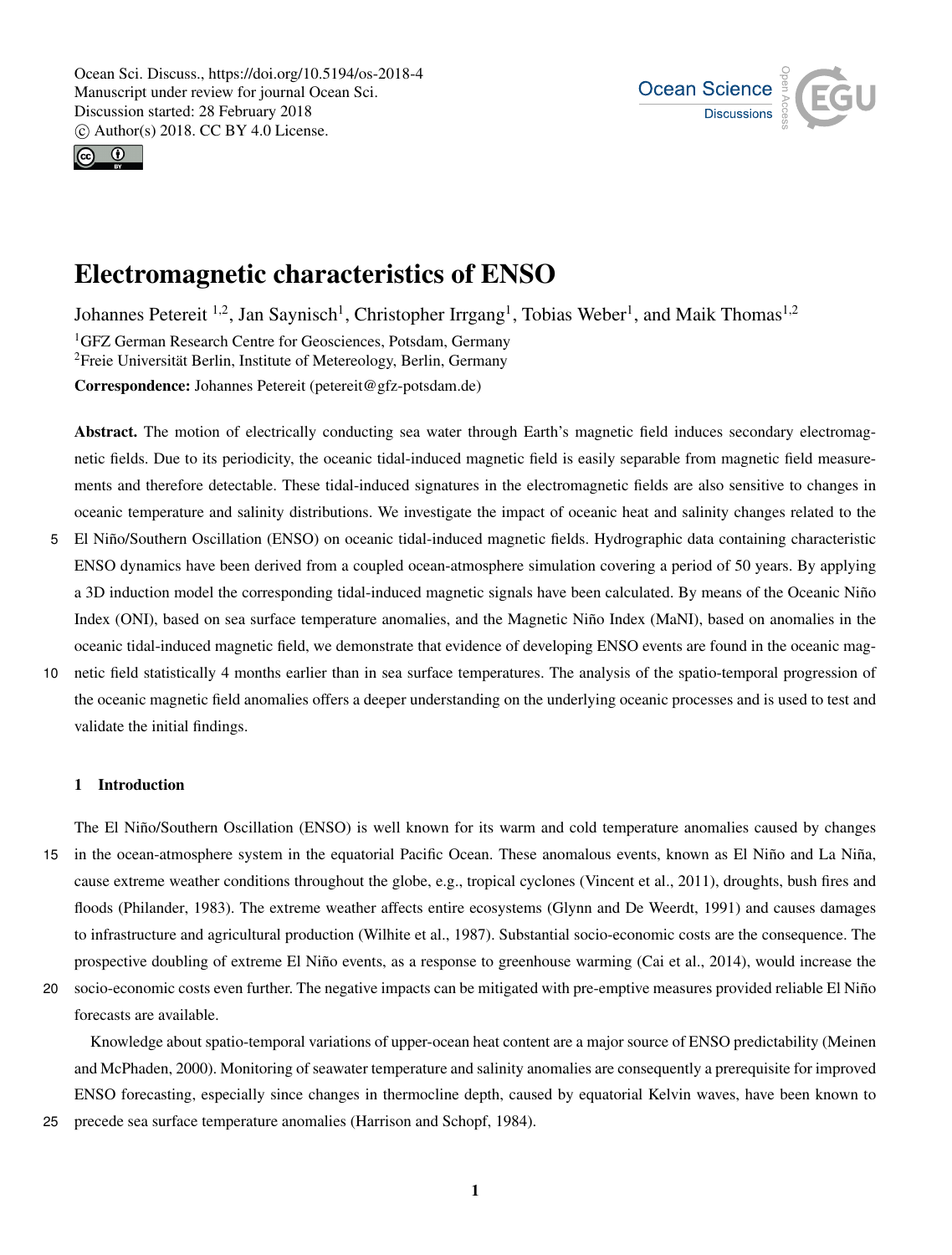# Electromagnetic characteristics of ENSO

Johannes Petereit [1,2], Jan Saynisch[1], Christopher Irrgang[1], Tobias Weber[1], and Maik Thomas[1,2]

[1]GFZ German Research Centre for Geosciences, Potsdam, Germany

[2]Freie Universität Berlin, Institute of Metereology, Berlin, Germany

**Correspondence:** Johannes Petereit (petereit@gfz-potsdam.de)

**Abstract.** The motion of electrically conducting sea water through Earth's magnetic field induces secondary electromagnetic fields. Due to its periodicity, the oceanic tidal-induced magnetic field is easily separable from magnetic field measurements and therefore detectable. These tidal-induced signatures in the electromagnetic fields are also sensitive to changes in oceanic temperature and salinity distributions. We investigate the impact of oceanic heat and salinity changes related to the El Niño/Southern Oscillation (ENSO) on oceanic tidal-induced magnetic fields. Hydrographic data containing characteristic ENSO dynamics have been derived from a coupled ocean-atmosphere simulation covering a period of 50 years. By applying a 3D induction model the corresponding tidal-induced magnetic signals have been calculated. By means of the Oceanic Niño Index (ONI), based on sea surface temperature anomalies, and the Magnetic Niño Index (MaNI), based on anomalies in the oceanic tidal-induced magnetic field, we demonstrate that evidence of developing ENSO events are found in the oceanic magnetic field statistically 4 months earlier than in sea surface temperatures. The analysis of the spatio-temporal progression of the oceanic magnetic field anomalies offers a deeper understanding on the underlying oceanic processes and is used to test and validate the initial findings.

## 1 Introduction

The El Niño/Southern Oscillation (ENSO) is well known for its warm and cold temperature anomalies caused by changes in the ocean-atmosphere system in the equatorial Pacific Ocean. These anomalous events, known as El Niño and La Niña, cause extreme weather conditions throughout the globe, e.g., tropical cyclones (Vincent et al., 2011), droughts, bush fires and floods (Philander, 1983). The extreme weather affects entire ecosystems (Glynn and De Weerdt, 1991) and causes damages to infrastructure and agricultural production (Wilhite et al., 1987). Substantial socio-economic costs are the consequence. The prospective doubling of extreme El Niño events, as a response to greenhouse warming (Cai et al., 2014), would increase the socio-economic costs even further. The negative impacts can be mitigated with pre-emptive measures provided reliable El Niño forecasts are available.

Knowledge about spatio-temporal variations of upper-ocean heat content are a major source of ENSO predictability (Meinen and McPhaden, 2000). Monitoring of seawater temperature and salinity anomalies are consequently a prerequisite for improved ENSO forecasting, especially since changes in thermocline depth, caused by equatorial Kelvin waves, have been known to precede sea surface temperature anomalies (Harrison and Schopf, 1984).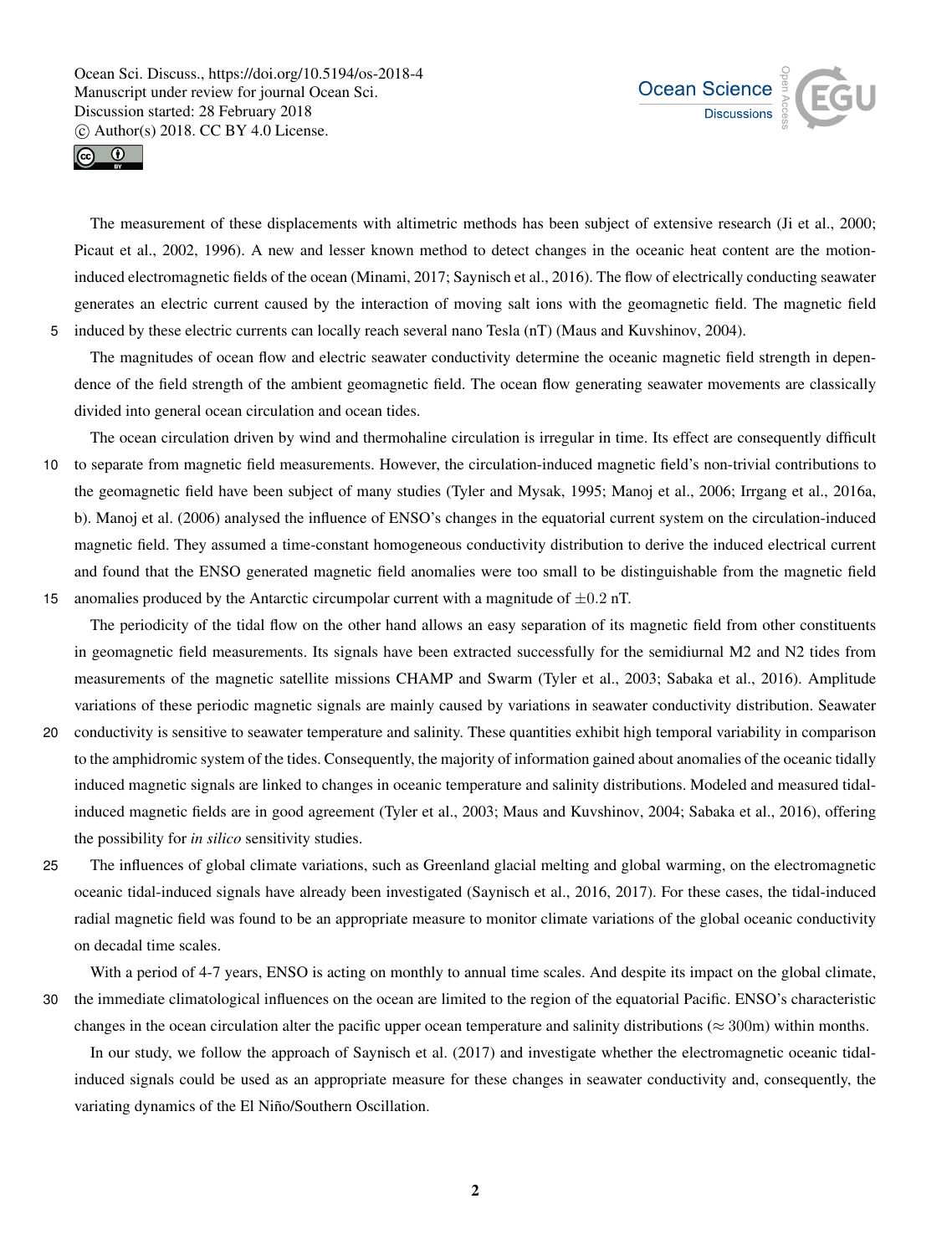The measurement of these displacements with altimetric methods has been subject of extensive research (Ji et al., 2000; Picaut et al., 2002, 1996). A new and lesser known method to detect changes in the oceanic heat content are the motion-induced electromagnetic fields of the ocean (Minami, 2017; Saynisch et al., 2016). The flow of electrically conducting seawater generates an electric current caused by the interaction of moving salt ions with the geomagnetic field. The magnetic field induced by these electric currents can locally reach several nano Tesla (nT) (Maus and Kuvshinov, 2004).

The magnitudes of ocean flow and electric seawater conductivity determine the oceanic magnetic field strength in dependence of the field strength of the ambient geomagnetic field. The ocean flow generating seawater movements are classically divided into general ocean circulation and ocean tides.

The ocean circulation driven by wind and thermohaline circulation is irregular in time. Its effect are consequently difficult to separate from magnetic field measurements. However, the circulation-induced magnetic field's non-trivial contributions to the geomagnetic field have been subject of many studies (Tyler and Mysak, 1995; Manoj et al., 2006; Irrgang et al., 2016a, b). Manoj et al. (2006) analysed the influence of ENSO's changes in the equatorial current system on the circulation-induced magnetic field. They assumed a time-constant homogeneous conductivity distribution to derive the induced electrical current and found that the ENSO generated magnetic field anomalies were too small to be distinguishable from the magnetic field anomalies produced by the Antarctic circumpolar current with a magnitude of $\pm 0.2$ nT.

The periodicity of the tidal flow on the other hand allows an easy separation of its magnetic field from other constituents in geomagnetic field measurements. Its signals have been extracted successfully for the semidiurnal M2 and N2 tides from measurements of the magnetic satellite missions CHAMP and Swarm (Tyler et al., 2003; Sabaka et al., 2016). Amplitude variations of these periodic magnetic signals are mainly caused by variations in seawater conductivity distribution. Seawater conductivity is sensitive to seawater temperature and salinity. These quantities exhibit high temporal variability in comparison to the amphidromic system of the tides. Consequently, the majority of information gained about anomalies of the oceanic tidally induced magnetic signals are linked to changes in oceanic temperature and salinity distributions. Modeled and measured tidal-induced magnetic fields are in good agreement (Tyler et al., 2003; Maus and Kuvshinov, 2004; Sabaka et al., 2016), offering the possibility for *in silico* sensitivity studies.

The influences of global climate variations, such as Greenland glacial melting and global warming, on the electromagnetic oceanic tidal-induced signals have already been investigated (Saynisch et al., 2016, 2017). For these cases, the tidal-induced radial magnetic field was found to be an appropriate measure to monitor climate variations of the global oceanic conductivity on decadal time scales.

With a period of 4-7 years, ENSO is acting on monthly to annual time scales. And despite its impact on the global climate, the immediate climatological influences on the ocean are limited to the region of the equatorial Pacific. ENSO's characteristic changes in the ocean circulation alter the pacific upper ocean temperature and salinity distributions ($\approx 300$m) within months.

In our study, we follow the approach of Saynisch et al. (2017) and investigate whether the electromagnetic oceanic tidal-induced signals could be used as an appropriate measure for these changes in seawater conductivity and, consequently, the variating dynamics of the El Niño/Southern Oscillation.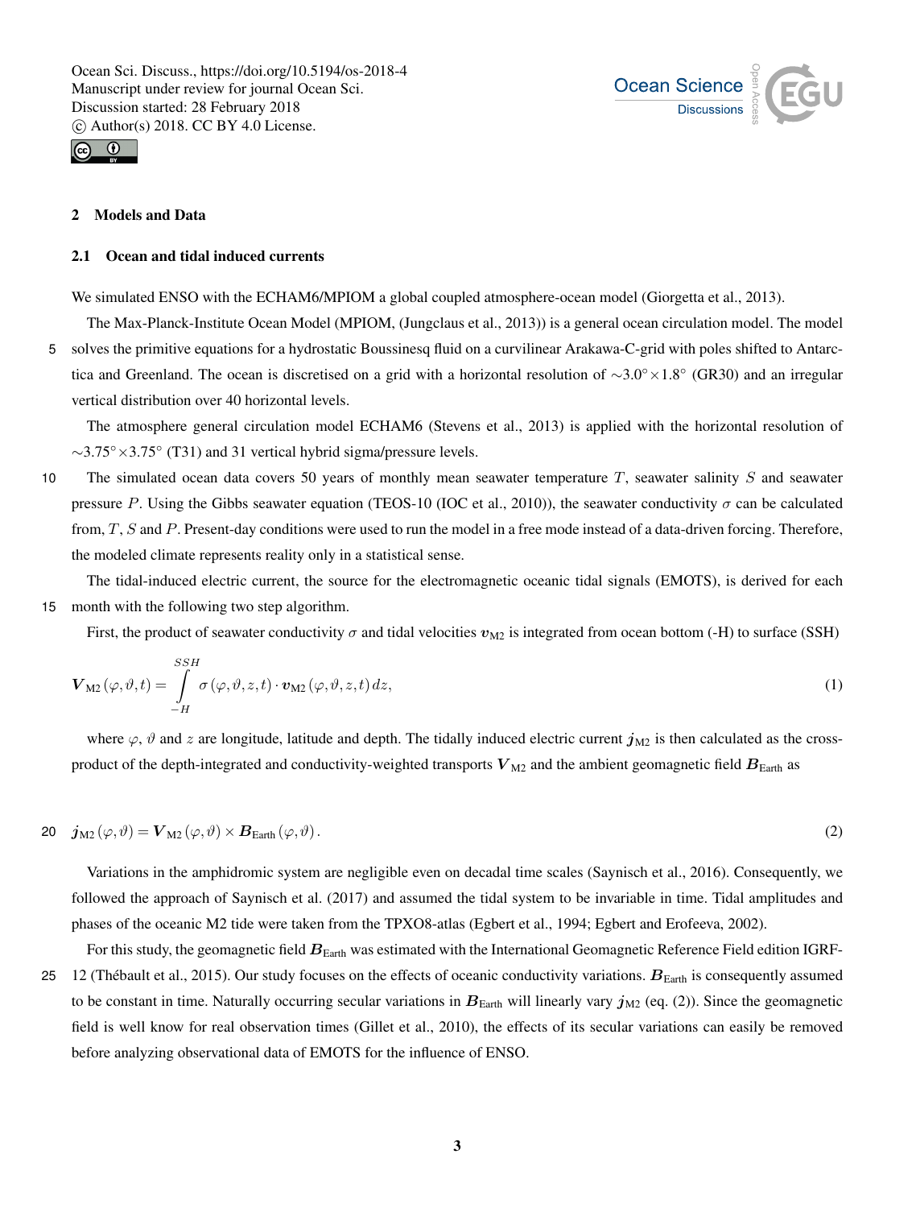## 2 Models and Data

### 2.1 Ocean and tidal induced currents

We simulated ENSO with the ECHAM6/MPIOM a global coupled atmosphere-ocean model (Giorgetta et al., 2013).

The Max-Planck-Institute Ocean Model (MPIOM, (Jungclaus et al., 2013)) is a general ocean circulation model. The model solves the primitive equations for a hydrostatic Boussinesq fluid on a curvilinear Arakawa-C-grid with poles shifted to Antarctica and Greenland. The ocean is discretised on a grid with a horizontal resolution of $\sim 3.0° \times 1.8°$ (GR30) and an irregular vertical distribution over 40 horizontal levels.

The atmosphere general circulation model ECHAM6 (Stevens et al., 2013) is applied with the horizontal resolution of $\sim 3.75° \times 3.75°$ (T31) and 31 vertical hybrid sigma/pressure levels.

The simulated ocean data covers 50 years of monthly mean seawater temperature $T$, seawater salinity $S$ and seawater pressure $P$. Using the Gibbs seawater equation (TEOS-10 (IOC et al., 2010)), the seawater conductivity $\sigma$ can be calculated from, $T$, $S$ and $P$. Present-day conditions were used to run the model in a free mode instead of a data-driven forcing. Therefore, the modeled climate represents reality only in a statistical sense.

The tidal-induced electric current, the source for the electromagnetic oceanic tidal signals (EMOTS), is derived for each month with the following two step algorithm.

First, the product of seawater conductivity $\sigma$ and tidal velocities $\boldsymbol{v}_{\mathrm{M2}}$ is integrated from ocean bottom (-H) to surface (SSH)

$$\boldsymbol{V}_{\mathrm{M2}}(\varphi,\vartheta,t) = \int\limits_{-H}^{SSH} \sigma(\varphi,\vartheta,z,t) \cdot \boldsymbol{v}_{\mathrm{M2}}(\varphi,\vartheta,z,t)\, dz, \tag{1}$$

where $\varphi$, $\vartheta$ and $z$ are longitude, latitude and depth. The tidally induced electric current $\boldsymbol{j}_{\mathrm{M2}}$ is then calculated as the cross-product of the depth-integrated and conductivity-weighted transports $\boldsymbol{V}_{\mathrm{M2}}$ and the ambient geomagnetic field $\boldsymbol{B}_{\mathrm{Earth}}$ as

$$\boldsymbol{j}_{\mathrm{M2}}(\varphi,\vartheta) = \boldsymbol{V}_{\mathrm{M2}}(\varphi,\vartheta) \times \boldsymbol{B}_{\mathrm{Earth}}(\varphi,\vartheta). \tag{2}$$

Variations in the amphidromic system are negligible even on decadal time scales (Saynisch et al., 2016). Consequently, we followed the approach of Saynisch et al. (2017) and assumed the tidal system to be invariable in time. Tidal amplitudes and phases of the oceanic M2 tide were taken from the TPXO8-atlas (Egbert et al., 1994; Egbert and Erofeeva, 2002).

For this study, the geomagnetic field $\boldsymbol{B}_{\mathrm{Earth}}$ was estimated with the International Geomagnetic Reference Field edition IGRF-12 (Thébault et al., 2015). Our study focuses on the effects of oceanic conductivity variations. $\boldsymbol{B}_{\mathrm{Earth}}$ is consequently assumed to be constant in time. Naturally occurring secular variations in $\boldsymbol{B}_{\mathrm{Earth}}$ will linearly vary $\boldsymbol{j}_{\mathrm{M2}}$ (eq. (2)). Since the geomagnetic field is well know for real observation times (Gillet et al., 2010), the effects of its secular variations can easily be removed before analyzing observational data of EMOTS for the influence of ENSO.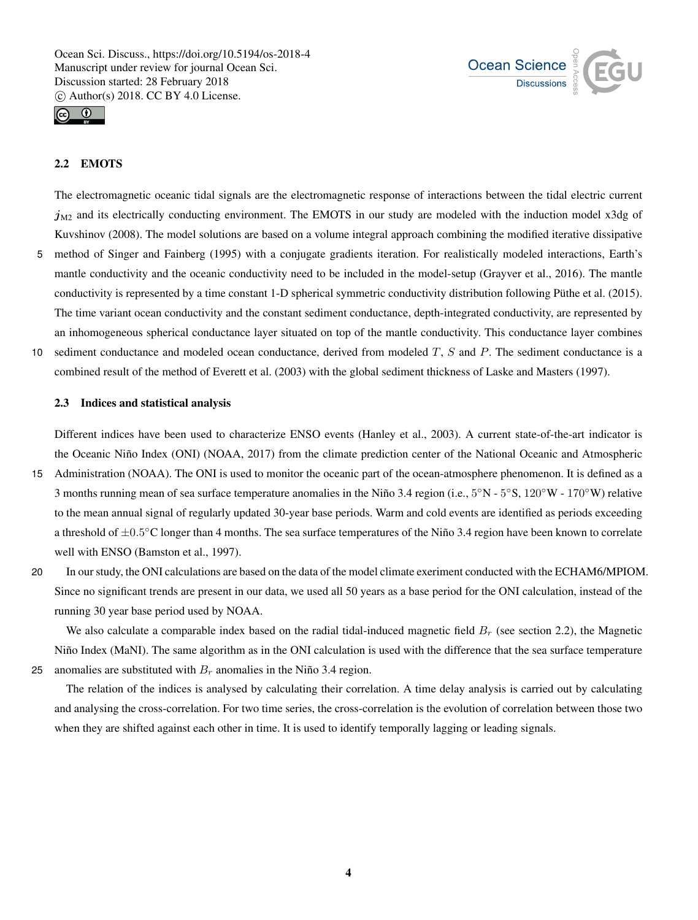### 2.2 EMOTS

The electromagnetic oceanic tidal signals are the electromagnetic response of interactions between the tidal electric current $\boldsymbol{j}_{\mathrm{M2}}$ and its electrically conducting environment. The EMOTS in our study are modeled with the induction model x3dg of Kuvshinov (2008). The model solutions are based on a volume integral approach combining the modified iterative dissipative method of Singer and Fainberg (1995) with a conjugate gradients iteration. For realistically modeled interactions, Earth's mantle conductivity and the oceanic conductivity need to be included in the model-setup (Grayver et al., 2016). The mantle conductivity is represented by a time constant 1-D spherical symmetric conductivity distribution following Püthe et al. (2015). The time variant ocean conductivity and the constant sediment conductance, depth-integrated conductivity, are represented by an inhomogeneous spherical conductance layer situated on top of the mantle conductivity. This conductance layer combines sediment conductance and modeled ocean conductance, derived from modeled $T$, $S$ and $P$. The sediment conductance is a combined result of the method of Everett et al. (2003) with the global sediment thickness of Laske and Masters (1997).

### 2.3 Indices and statistical analysis

Different indices have been used to characterize ENSO events (Hanley et al., 2003). A current state-of-the-art indicator is the Oceanic Niño Index (ONI) (NOAA, 2017) from the climate prediction center of the National Oceanic and Atmospheric Administration (NOAA). The ONI is used to monitor the oceanic part of the ocean-atmosphere phenomenon. It is defined as a 3 months running mean of sea surface temperature anomalies in the Niño 3.4 region (i.e., $5°$N - $5°$S, $120°$W - $170°$W) relative to the mean annual signal of regularly updated 30-year base periods. Warm and cold events are identified as periods exceeding a threshold of $\pm 0.5°$C longer than 4 months. The sea surface temperatures of the Niño 3.4 region have been known to correlate well with ENSO (Bamston et al., 1997).

In our study, the ONI calculations are based on the data of the model climate exeriment conducted with the ECHAM6/MPIOM. Since no significant trends are present in our data, we used all 50 years as a base period for the ONI calculation, instead of the running 30 year base period used by NOAA.

We also calculate a comparable index based on the radial tidal-induced magnetic field $B_r$ (see section 2.2), the Magnetic Niño Index (MaNI). The same algorithm as in the ONI calculation is used with the difference that the sea surface temperature anomalies are substituted with $B_r$ anomalies in the Niño 3.4 region.

The relation of the indices is analysed by calculating their correlation. A time delay analysis is carried out by calculating and analysing the cross-correlation. For two time series, the cross-correlation is the evolution of correlation between those two when they are shifted against each other in time. It is used to identify temporally lagging or leading signals.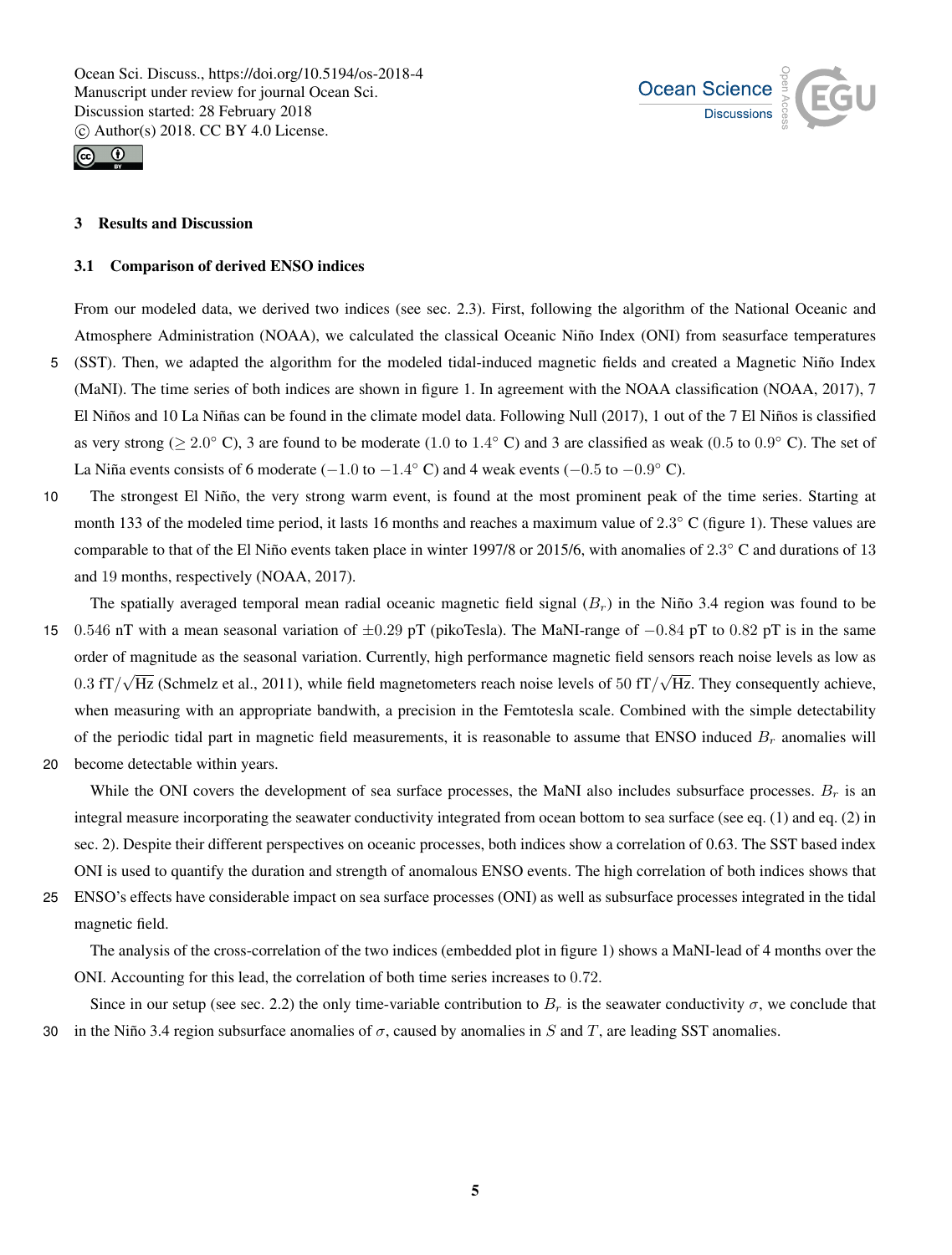## 3 Results and Discussion

### 3.1 Comparison of derived ENSO indices

From our modeled data, we derived two indices (see sec. 2.3). First, following the algorithm of the National Oceanic and Atmosphere Administration (NOAA), we calculated the classical Oceanic Niño Index (ONI) from seasurface temperatures (SST). Then, we adapted the algorithm for the modeled tidal-induced magnetic fields and created a Magnetic Niño Index (MaNI). The time series of both indices are shown in figure 1. In agreement with the NOAA classification (NOAA, 2017), 7 El Niños and 10 La Niñas can be found in the climate model data. Following Null (2017), 1 out of the 7 El Niños is classified as very strong ($\geq 2.0°$ C), 3 are found to be moderate ($1.0$ to $1.4°$ C) and 3 are classified as weak ($0.5$ to $0.9°$ C). The set of La Niña events consists of 6 moderate ($-1.0$ to $-1.4°$ C) and 4 weak events ($-0.5$ to $-0.9°$ C).

The strongest El Niño, the very strong warm event, is found at the most prominent peak of the time series. Starting at month 133 of the modeled time period, it lasts 16 months and reaches a maximum value of $2.3°$ C (figure 1). These values are comparable to that of the El Niño events taken place in winter 1997/8 or 2015/6, with anomalies of $2.3°$ C and durations of 13 and 19 months, respectively (NOAA, 2017).

The spatially averaged temporal mean radial oceanic magnetic field signal ($B_r$) in the Niño 3.4 region was found to be $0.546$ nT with a mean seasonal variation of $\pm 0.29$ pT (pikoTesla). The MaNI-range of $-0.84$ pT to $0.82$ pT is in the same order of magnitude as the seasonal variation. Currently, high performance magnetic field sensors reach noise levels as low as $0.3$ fT$/\sqrt{\text{Hz}}$ (Schmelz et al., 2011), while field magnetometers reach noise levels of $50$ fT$/\sqrt{\text{Hz}}$. They consequently achieve, when measuring with an appropriate bandwith, a precision in the Femtotesla scale. Combined with the simple detectability of the periodic tidal part in magnetic field measurements, it is reasonable to assume that ENSO induced $B_r$ anomalies will become detectable within years.

While the ONI covers the development of sea surface processes, the MaNI also includes subsurface processes. $B_r$ is an integral measure incorporating the seawater conductivity integrated from ocean bottom to sea surface (see eq. (1) and eq. (2) in sec. 2). Despite their different perspectives on oceanic processes, both indices show a correlation of 0.63. The SST based index ONI is used to quantify the duration and strength of anomalous ENSO events. The high correlation of both indices shows that ENSO's effects have considerable impact on sea surface processes (ONI) as well as subsurface processes integrated in the tidal magnetic field.

The analysis of the cross-correlation of the two indices (embedded plot in figure 1) shows a MaNI-lead of 4 months over the ONI. Accounting for this lead, the correlation of both time series increases to $0.72$.

Since in our setup (see sec. 2.2) the only time-variable contribution to $B_r$ is the seawater conductivity $\sigma$, we conclude that in the Niño 3.4 region subsurface anomalies of $\sigma$, caused by anomalies in $S$ and $T$, are leading SST anomalies.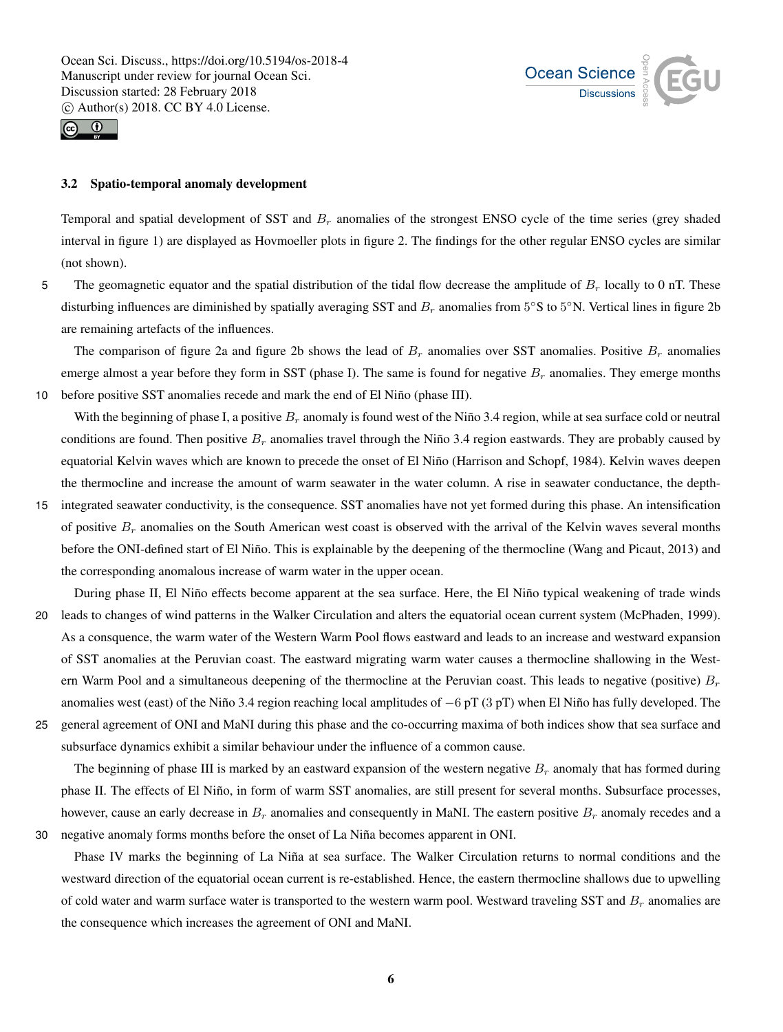### 3.2 Spatio-temporal anomaly development

Temporal and spatial development of SST and $B_r$ anomalies of the strongest ENSO cycle of the time series (grey shaded interval in figure 1) are displayed as Hovmoeller plots in figure 2. The findings for the other regular ENSO cycles are similar (not shown).

The geomagnetic equator and the spatial distribution of the tidal flow decrease the amplitude of $B_r$ locally to 0 nT. These disturbing influences are diminished by spatially averaging SST and $B_r$ anomalies from 5°S to 5°N. Vertical lines in figure 2b are remaining artefacts of the influences.

The comparison of figure 2a and figure 2b shows the lead of $B_r$ anomalies over SST anomalies. Positive $B_r$ anomalies emerge almost a year before they form in SST (phase I). The same is found for negative $B_r$ anomalies. They emerge months before positive SST anomalies recede and mark the end of El Niño (phase III).

With the beginning of phase I, a positive $B_r$ anomaly is found west of the Niño 3.4 region, while at sea surface cold or neutral conditions are found. Then positive $B_r$ anomalies travel through the Niño 3.4 region eastwards. They are probably caused by equatorial Kelvin waves which are known to precede the onset of El Niño (Harrison and Schopf, 1984). Kelvin waves deepen the thermocline and increase the amount of warm seawater in the water column. A rise in seawater conductance, the depth-integrated seawater conductivity, is the consequence. SST anomalies have not yet formed during this phase. An intensification of positive $B_r$ anomalies on the South American west coast is observed with the arrival of the Kelvin waves several months before the ONI-defined start of El Niño. This is explainable by the deepening of the thermocline (Wang and Picaut, 2013) and the corresponding anomalous increase of warm water in the upper ocean.

During phase II, El Niño effects become apparent at the sea surface. Here, the El Niño typical weakening of trade winds leads to changes of wind patterns in the Walker Circulation and alters the equatorial ocean current system (McPhaden, 1999). As a consequence, the warm water of the Western Warm Pool flows eastward and leads to an increase and westward expansion of SST anomalies at the Peruvian coast. The eastward migrating warm water causes a thermocline shallowing in the Western Warm Pool and a simultaneous deepening of the thermocline at the Peruvian coast. This leads to negative (positive) $B_r$ anomalies west (east) of the Niño 3.4 region reaching local amplitudes of $-6$ pT (3 pT) when El Niño has fully developed. The general agreement of ONI and MaNI during this phase and the co-occurring maxima of both indices show that sea surface and subsurface dynamics exhibit a similar behaviour under the influence of a common cause.

The beginning of phase III is marked by an eastward expansion of the western negative $B_r$ anomaly that has formed during phase II. The effects of El Niño, in form of warm SST anomalies, are still present for several months. Subsurface processes, however, cause an early decrease in $B_r$ anomalies and consequently in MaNI. The eastern positive $B_r$ anomaly recedes and a negative anomaly forms months before the onset of La Niña becomes apparent in ONI.

Phase IV marks the beginning of La Niña at sea surface. The Walker Circulation returns to normal conditions and the westward direction of the equatorial ocean current is re-established. Hence, the eastern thermocline shallows due to upwelling of cold water and warm surface water is transported to the western warm pool. Westward traveling SST and $B_r$ anomalies are the consequence which increases the agreement of ONI and MaNI.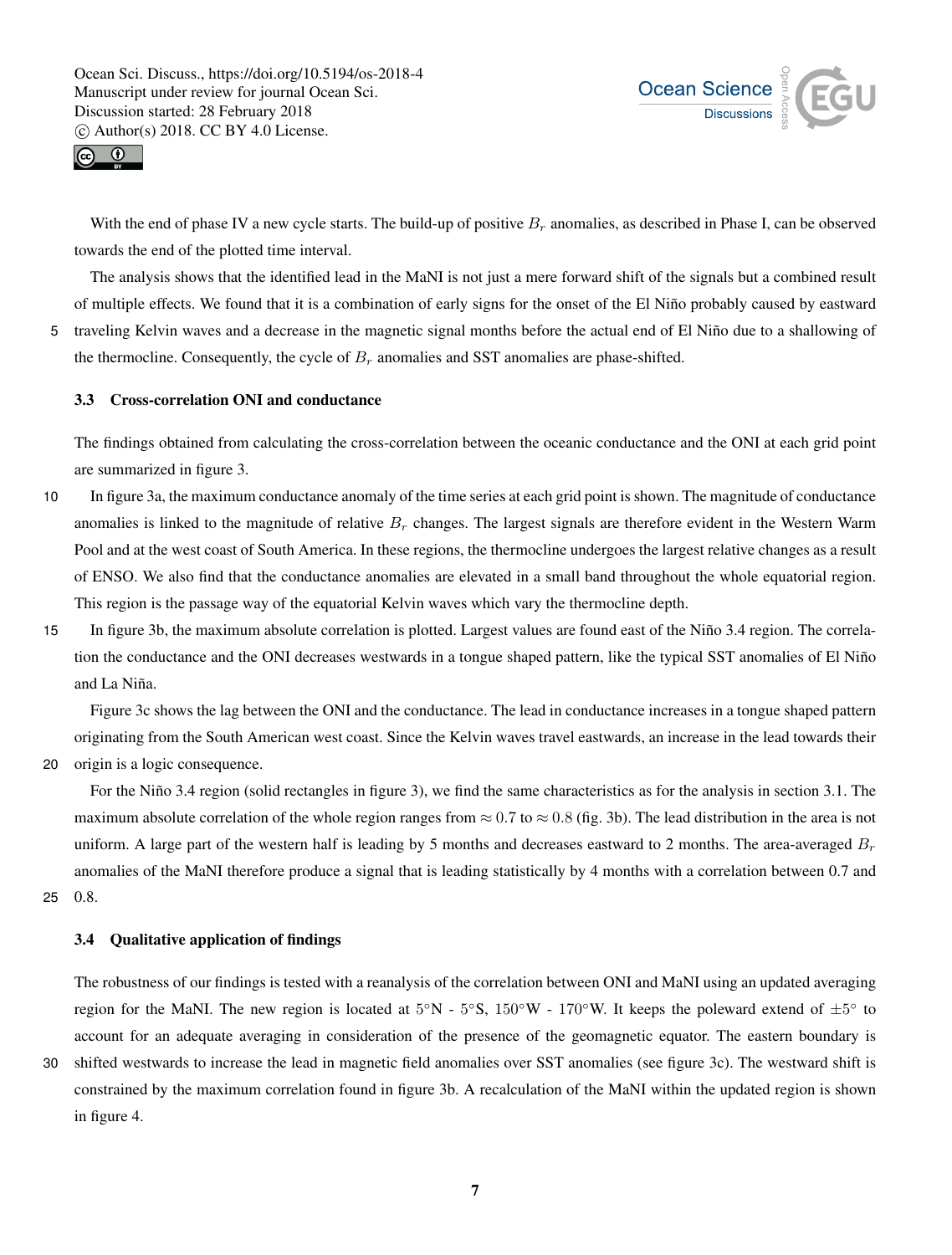With the end of phase IV a new cycle starts. The build-up of positive $B_r$ anomalies, as described in Phase I, can be observed towards the end of the plotted time interval.

The analysis shows that the identified lead in the MaNI is not just a mere forward shift of the signals but a combined result of multiple effects. We found that it is a combination of early signs for the onset of the El Niño probably caused by eastward traveling Kelvin waves and a decrease in the magnetic signal months before the actual end of El Niño due to a shallowing of the thermocline. Consequently, the cycle of $B_r$ anomalies and SST anomalies are phase-shifted.

### 3.3 Cross-correlation ONI and conductance

The findings obtained from calculating the cross-correlation between the oceanic conductance and the ONI at each grid point are summarized in figure 3.

In figure 3a, the maximum conductance anomaly of the time series at each grid point is shown. The magnitude of conductance anomalies is linked to the magnitude of relative $B_r$ changes. The largest signals are therefore evident in the Western Warm Pool and at the west coast of South America. In these regions, the thermocline undergoes the largest relative changes as a result of ENSO. We also find that the conductance anomalies are elevated in a small band throughout the whole equatorial region. This region is the passage way of the equatorial Kelvin waves which vary the thermocline depth.

In figure 3b, the maximum absolute correlation is plotted. Largest values are found east of the Niño 3.4 region. The correlation the conductance and the ONI decreases westwards in a tongue shaped pattern, like the typical SST anomalies of El Niño and La Niña.

Figure 3c shows the lag between the ONI and the conductance. The lead in conductance increases in a tongue shaped pattern originating from the South American west coast. Since the Kelvin waves travel eastwards, an increase in the lead towards their origin is a logic consequence.

For the Niño 3.4 region (solid rectangles in figure 3), we find the same characteristics as for the analysis in section 3.1. The maximum absolute correlation of the whole region ranges from $\approx 0.7$ to $\approx 0.8$ (fig. 3b). The lead distribution in the area is not uniform. A large part of the western half is leading by 5 months and decreases eastward to 2 months. The area-averaged $B_r$ anomalies of the MaNI therefore produce a signal that is leading statistically by 4 months with a correlation between 0.7 and 0.8.

### 3.4 Qualitative application of findings

The robustness of our findings is tested with a reanalysis of the correlation between ONI and MaNI using an updated averaging region for the MaNI. The new region is located at 5°N - 5°S, 150°W - 170°W. It keeps the poleward extend of $\pm 5°$ to account for an adequate averaging in consideration of the presence of the geomagnetic equator. The eastern boundary is shifted westwards to increase the lead in magnetic field anomalies over SST anomalies (see figure 3c). The westward shift is constrained by the maximum correlation found in figure 3b. A recalculation of the MaNI within the updated region is shown in figure 4.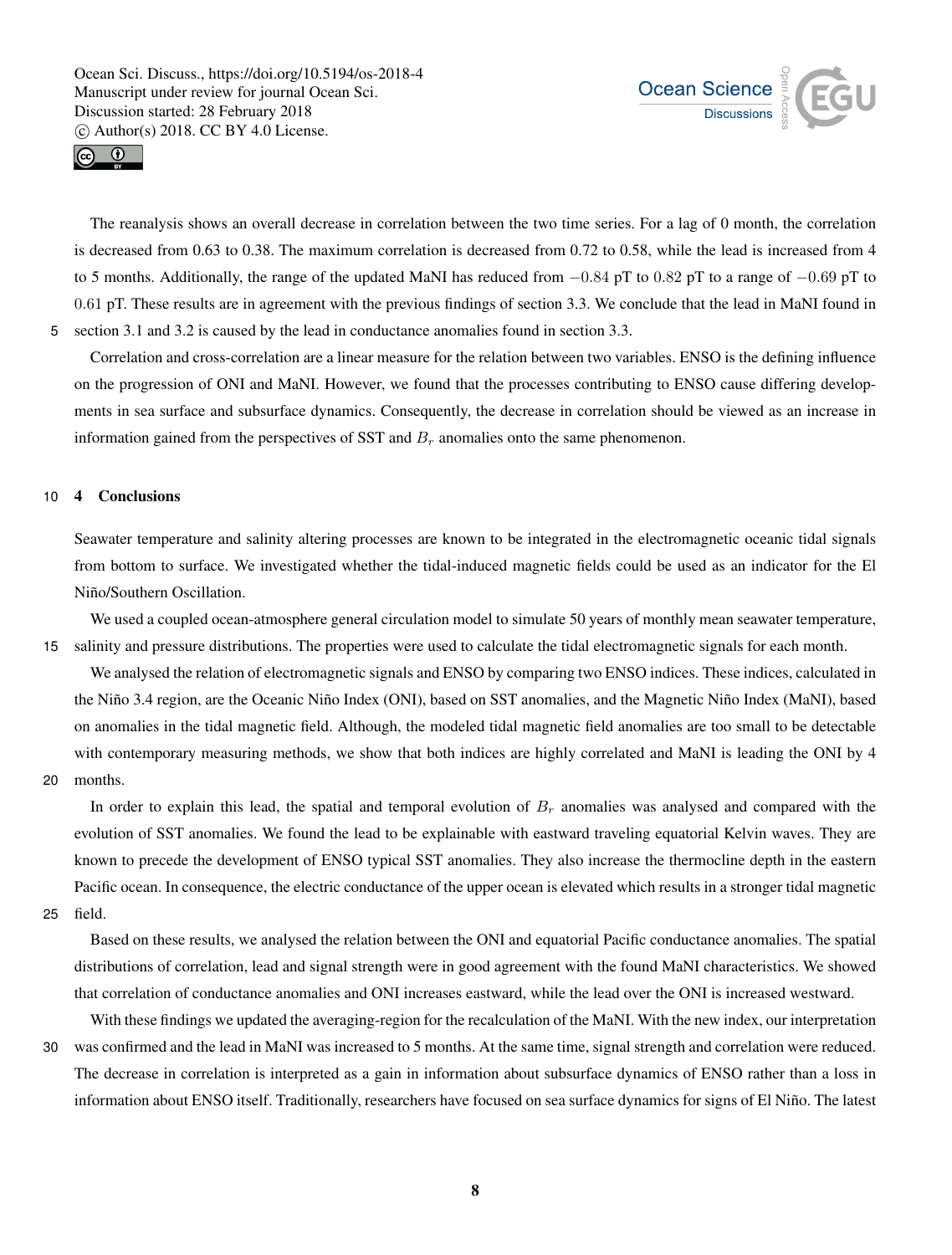The reanalysis shows an overall decrease in correlation between the two time series. For a lag of 0 month, the correlation is decreased from 0.63 to 0.38. The maximum correlation is decreased from 0.72 to 0.58, while the lead is increased from 4 to 5 months. Additionally, the range of the updated MaNI has reduced from $-0.84$ pT to $0.82$ pT to a range of $-0.69$ pT to $0.61$ pT. These results are in agreement with the previous findings of section 3.3. We conclude that the lead in MaNI found in section 3.1 and 3.2 is caused by the lead in conductance anomalies found in section 3.3.

Correlation and cross-correlation are a linear measure for the relation between two variables. ENSO is the defining influence on the progression of ONI and MaNI. However, we found that the processes contributing to ENSO cause differing developments in sea surface and subsurface dynamics. Consequently, the decrease in correlation should be viewed as an increase in information gained from the perspectives of SST and $B_r$ anomalies onto the same phenomenon.

## 4 Conclusions

Seawater temperature and salinity altering processes are known to be integrated in the electromagnetic oceanic tidal signals from bottom to surface. We investigated whether the tidal-induced magnetic fields could be used as an indicator for the El Niño/Southern Oscillation.

We used a coupled ocean-atmosphere general circulation model to simulate 50 years of monthly mean seawater temperature, salinity and pressure distributions. The properties were used to calculate the tidal electromagnetic signals for each month.

We analysed the relation of electromagnetic signals and ENSO by comparing two ENSO indices. These indices, calculated in the Niño 3.4 region, are the Oceanic Niño Index (ONI), based on SST anomalies, and the Magnetic Niño Index (MaNI), based on anomalies in the tidal magnetic field. Although, the modeled tidal magnetic field anomalies are too small to be detectable with contemporary measuring methods, we show that both indices are highly correlated and MaNI is leading the ONI by 4 months.

In order to explain this lead, the spatial and temporal evolution of $B_r$ anomalies was analysed and compared with the evolution of SST anomalies. We found the lead to be explainable with eastward traveling equatorial Kelvin waves. They are known to precede the development of ENSO typical SST anomalies. They also increase the thermocline depth in the eastern Pacific ocean. In consequence, the electric conductance of the upper ocean is elevated which results in a stronger tidal magnetic field.

Based on these results, we analysed the relation between the ONI and equatorial Pacific conductance anomalies. The spatial distributions of correlation, lead and signal strength were in good agreement with the found MaNI characteristics. We showed that correlation of conductance anomalies and ONI increases eastward, while the lead over the ONI is increased westward.

With these findings we updated the averaging-region for the recalculation of the MaNI. With the new index, our interpretation was confirmed and the lead in MaNI was increased to 5 months. At the same time, signal strength and correlation were reduced. The decrease in correlation is interpreted as a gain in information about subsurface dynamics of ENSO rather than a loss in information about ENSO itself. Traditionally, researchers have focused on sea surface dynamics for signs of El Niño. The latest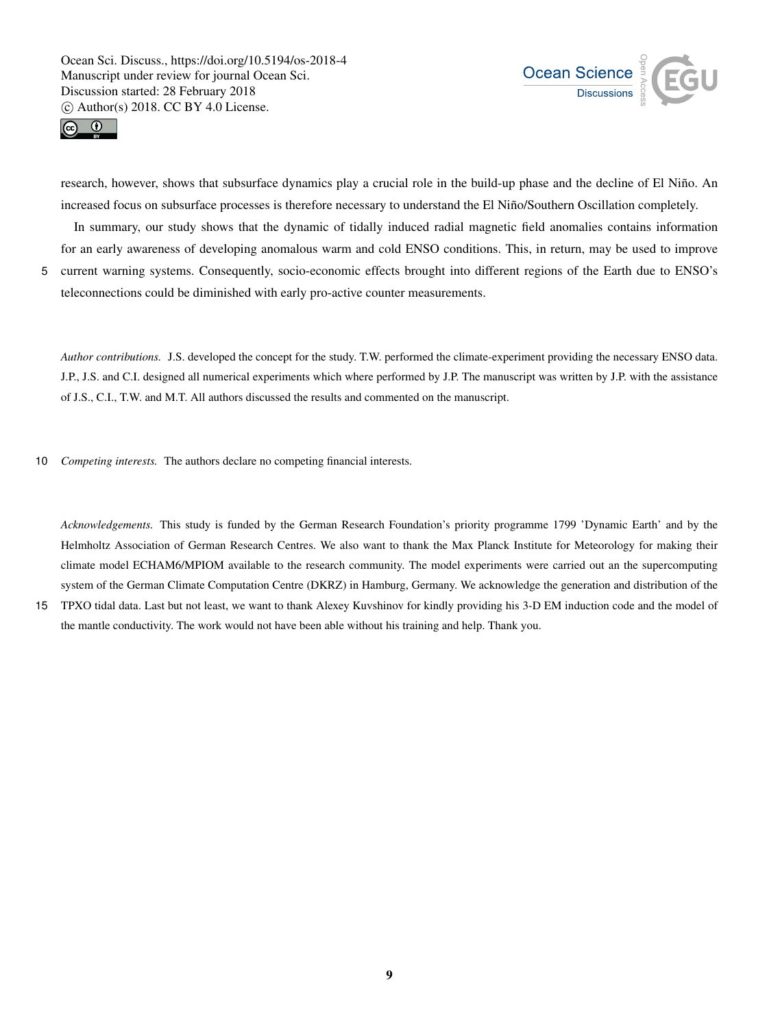research, however, shows that subsurface dynamics play a crucial role in the build-up phase and the decline of El Niño. An increased focus on subsurface processes is therefore necessary to understand the El Niño/Southern Oscillation completely.

In summary, our study shows that the dynamic of tidally induced radial magnetic field anomalies contains information for an early awareness of developing anomalous warm and cold ENSO conditions. This, in return, may be used to improve current warning systems. Consequently, socio-economic effects brought into different regions of the Earth due to ENSO's teleconnections could be diminished with early pro-active counter measurements.

*Author contributions.* J.S. developed the concept for the study. T.W. performed the climate-experiment providing the necessary ENSO data. J.P., J.S. and C.I. designed all numerical experiments which where performed by J.P. The manuscript was written by J.P. with the assistance of J.S., C.I., T.W. and M.T. All authors discussed the results and commented on the manuscript.

*Competing interests.* The authors declare no competing financial interests.

*Acknowledgements.* This study is funded by the German Research Foundation's priority programme 1799 'Dynamic Earth' and by the Helmholtz Association of German Research Centres. We also want to thank the Max Planck Institute for Meteorology for making their climate model ECHAM6/MPIOM available to the research community. The model experiments were carried out an the supercomputing system of the German Climate Computation Centre (DKRZ) in Hamburg, Germany. We acknowledge the generation and distribution of the TPXO tidal data. Last but not least, we want to thank Alexey Kuvshinov for kindly providing his 3-D EM induction code and the model of the mantle conductivity. The work would not have been able without his training and help. Thank you.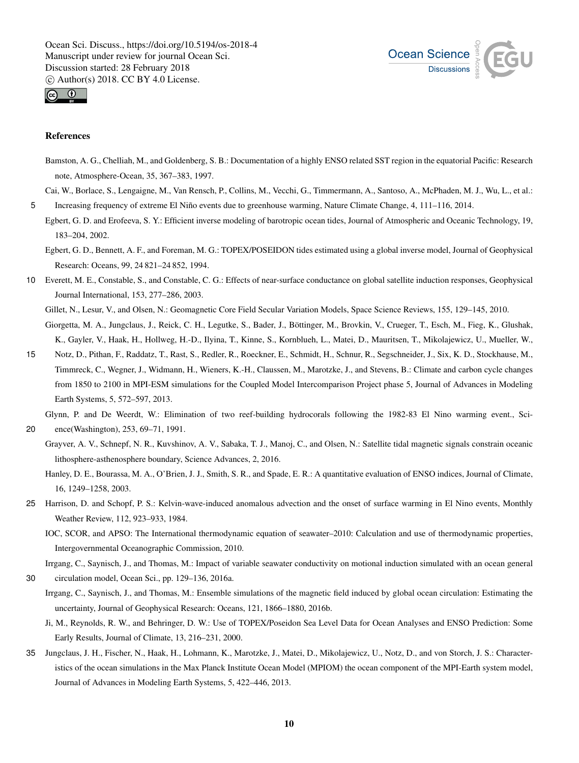## References

Bamston, A. G., Chelliah, M., and Goldenberg, S. B.: Documentation of a highly ENSO related SST region in the equatorial Pacific: Research note, Atmosphere-Ocean, 35, 367–383, 1997.

Cai, W., Borlace, S., Lengaigne, M., Van Rensch, P., Collins, M., Vecchi, G., Timmermann, A., Santoso, A., McPhaden, M. J., Wu, L., et al.: Increasing frequency of extreme El Niño events due to greenhouse warming, Nature Climate Change, 4, 111–116, 2014.

Egbert, G. D. and Erofeeva, S. Y.: Efficient inverse modeling of barotropic ocean tides, Journal of Atmospheric and Oceanic Technology, 19, 183–204, 2002.

Egbert, G. D., Bennett, A. F., and Foreman, M. G.: TOPEX/POSEIDON tides estimated using a global inverse model, Journal of Geophysical Research: Oceans, 99, 24 821–24 852, 1994.

Everett, M. E., Constable, S., and Constable, C. G.: Effects of near-surface conductance on global satellite induction responses, Geophysical Journal International, 153, 277–286, 2003.

Gillet, N., Lesur, V., and Olsen, N.: Geomagnetic Core Field Secular Variation Models, Space Science Reviews, 155, 129–145, 2010.

Giorgetta, M. A., Jungclaus, J., Reick, C. H., Legutke, S., Bader, J., Böttinger, M., Brovkin, V., Crueger, T., Esch, M., Fieg, K., Glushak, K., Gayler, V., Haak, H., Hollweg, H.-D., Ilyina, T., Kinne, S., Kornblueh, L., Matei, D., Mauritsen, T., Mikolajewicz, U., Mueller, W., Notz, D., Pithan, F., Raddatz, T., Rast, S., Redler, R., Roeckner, E., Schmidt, H., Schnur, R., Segschneider, J., Six, K. D., Stockhause, M., Timmreck, C., Wegner, J., Widmann, H., Wieners, K.-H., Claussen, M., Marotzke, J., and Stevens, B.: Climate and carbon cycle changes from 1850 to 2100 in MPI-ESM simulations for the Coupled Model Intercomparison Project phase 5, Journal of Advances in Modeling Earth Systems, 5, 572–597, 2013.

Glynn, P. and De Weerdt, W.: Elimination of two reef-building hydrocorals following the 1982-83 El Nino warming event., Science(Washington), 253, 69–71, 1991.

Grayver, A. V., Schnepf, N. R., Kuvshinov, A. V., Sabaka, T. J., Manoj, C., and Olsen, N.: Satellite tidal magnetic signals constrain oceanic lithosphere-asthenosphere boundary, Science Advances, 2, 2016.

Hanley, D. E., Bourassa, M. A., O'Brien, J. J., Smith, S. R., and Spade, E. R.: A quantitative evaluation of ENSO indices, Journal of Climate, 16, 1249–1258, 2003.

Harrison, D. and Schopf, P. S.: Kelvin-wave-induced anomalous advection and the onset of surface warming in El Nino events, Monthly Weather Review, 112, 923–933, 1984.

IOC, SCOR, and APSO: The International thermodynamic equation of seawater–2010: Calculation and use of thermodynamic properties, Intergovernmental Oceanographic Commission, 2010.

Irrgang, C., Saynisch, J., and Thomas, M.: Impact of variable seawater conductivity on motional induction simulated with an ocean general circulation model, Ocean Sci., pp. 129–136, 2016a.

Irrgang, C., Saynisch, J., and Thomas, M.: Ensemble simulations of the magnetic field induced by global ocean circulation: Estimating the uncertainty, Journal of Geophysical Research: Oceans, 121, 1866–1880, 2016b.

Ji, M., Reynolds, R. W., and Behringer, D. W.: Use of TOPEX/Poseidon Sea Level Data for Ocean Analyses and ENSO Prediction: Some Early Results, Journal of Climate, 13, 216–231, 2000.

Jungclaus, J. H., Fischer, N., Haak, H., Lohmann, K., Marotzke, J., Matei, D., Mikolajewicz, U., Notz, D., and von Storch, J. S.: Characteristics of the ocean simulations in the Max Planck Institute Ocean Model (MPIOM) the ocean component of the MPI-Earth system model, Journal of Advances in Modeling Earth Systems, 5, 422–446, 2013.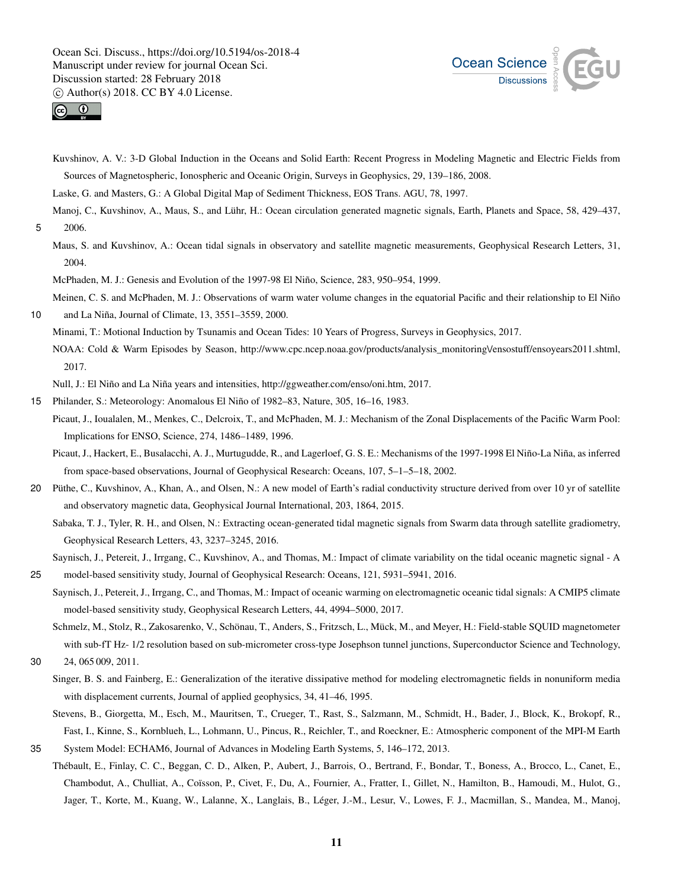Kuvshinov, A. V.: 3-D Global Induction in the Oceans and Solid Earth: Recent Progress in Modeling Magnetic and Electric Fields from Sources of Magnetospheric, Ionospheric and Oceanic Origin, Surveys in Geophysics, 29, 139–186, 2008.

Laske, G. and Masters, G.: A Global Digital Map of Sediment Thickness, EOS Trans. AGU, 78, 1997.

Manoj, C., Kuvshinov, A., Maus, S., and Lühr, H.: Ocean circulation generated magnetic signals, Earth, Planets and Space, 58, 429–437, 2006.

Maus, S. and Kuvshinov, A.: Ocean tidal signals in observatory and satellite magnetic measurements, Geophysical Research Letters, 31, 2004.

McPhaden, M. J.: Genesis and Evolution of the 1997-98 El Niño, Science, 283, 950–954, 1999.

Meinen, C. S. and McPhaden, M. J.: Observations of warm water volume changes in the equatorial Pacific and their relationship to El Niño and La Niña, Journal of Climate, 13, 3551–3559, 2000.

Minami, T.: Motional Induction by Tsunamis and Ocean Tides: 10 Years of Progress, Surveys in Geophysics, 2017.

NOAA: Cold & Warm Episodes by Season, http://www.cpc.ncep.noaa.gov/products/analysis_monitoring\/ensostuff/ensoyears2011.shtml, 2017.

Null, J.: El Niño and La Niña years and intensities, http://ggweather.com/enso/oni.htm, 2017.

Philander, S.: Meteorology: Anomalous El Niño of 1982–83, Nature, 305, 16–16, 1983.

Picaut, J., Ioualalen, M., Menkes, C., Delcroix, T., and McPhaden, M. J.: Mechanism of the Zonal Displacements of the Pacific Warm Pool: Implications for ENSO, Science, 274, 1486–1489, 1996.

Picaut, J., Hackert, E., Busalacchi, A. J., Murtugudde, R., and Lagerloef, G. S. E.: Mechanisms of the 1997-1998 El Niño-La Niña, as inferred from space-based observations, Journal of Geophysical Research: Oceans, 107, 5–1–5–18, 2002.

Püthe, C., Kuvshinov, A., Khan, A., and Olsen, N.: A new model of Earth's radial conductivity structure derived from over 10 yr of satellite and observatory magnetic data, Geophysical Journal International, 203, 1864, 2015.

Sabaka, T. J., Tyler, R. H., and Olsen, N.: Extracting ocean-generated tidal magnetic signals from Swarm data through satellite gradiometry, Geophysical Research Letters, 43, 3237–3245, 2016.

Saynisch, J., Petereit, J., Irrgang, C., Kuvshinov, A., and Thomas, M.: Impact of climate variability on the tidal oceanic magnetic signal - A model-based sensitivity study, Journal of Geophysical Research: Oceans, 121, 5931–5941, 2016.

Saynisch, J., Petereit, J., Irrgang, C., and Thomas, M.: Impact of oceanic warming on electromagnetic oceanic tidal signals: A CMIP5 climate model-based sensitivity study, Geophysical Research Letters, 44, 4994–5000, 2017.

Schmelz, M., Stolz, R., Zakosarenko, V., Schönau, T., Anders, S., Fritzsch, L., Mück, M., and Meyer, H.: Field-stable SQUID magnetometer with sub-fT Hz- 1/2 resolution based on sub-micrometer cross-type Josephson tunnel junctions, Superconductor Science and Technology, 24, 065 009, 2011.

Singer, B. S. and Fainberg, E.: Generalization of the iterative dissipative method for modeling electromagnetic fields in nonuniform media with displacement currents, Journal of applied geophysics, 34, 41–46, 1995.

Stevens, B., Giorgetta, M., Esch, M., Mauritsen, T., Crueger, T., Rast, S., Salzmann, M., Schmidt, H., Bader, J., Block, K., Brokopf, R., Fast, I., Kinne, S., Kornblueh, L., Lohmann, U., Pincus, R., Reichler, T., and Roeckner, E.: Atmospheric component of the MPI-M Earth System Model: ECHAM6, Journal of Advances in Modeling Earth Systems, 5, 146–172, 2013.

Thébault, E., Finlay, C. C., Beggan, C. D., Alken, P., Aubert, J., Barrois, O., Bertrand, F., Bondar, T., Boness, A., Brocco, L., Canet, E., Chambodut, A., Chulliat, A., Coïsson, P., Civet, F., Du, A., Fournier, A., Fratter, I., Gillet, N., Hamilton, B., Hamoudi, M., Hulot, G., Jager, T., Korte, M., Kuang, W., Lalanne, X., Langlais, B., Léger, J.-M., Lesur, V., Lowes, F. J., Macmillan, S., Mandea, M., Manoj,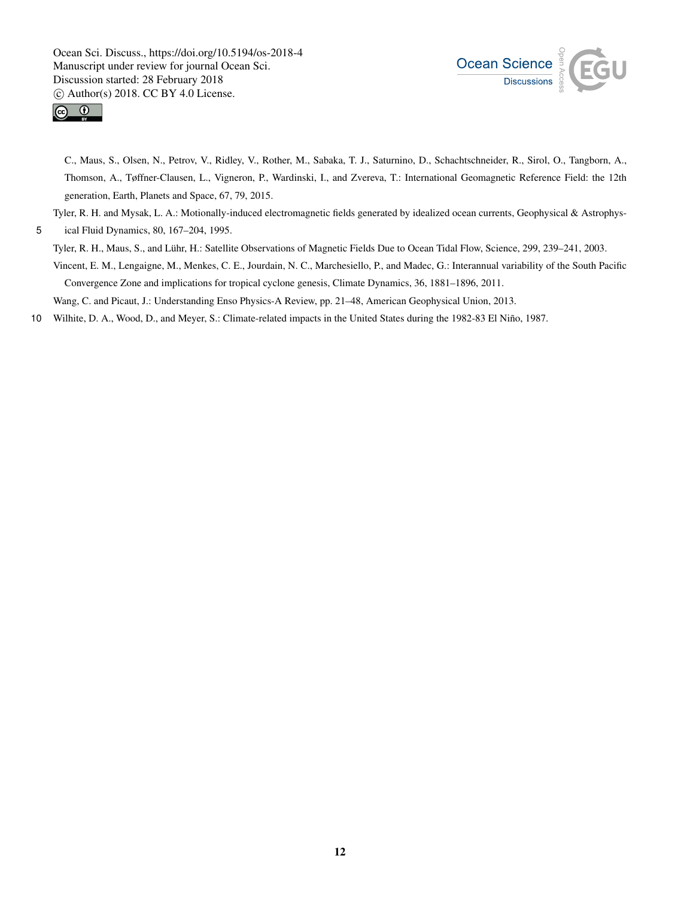C., Maus, S., Olsen, N., Petrov, V., Ridley, V., Rother, M., Sabaka, T. J., Saturnino, D., Schachtschneider, R., Sirol, O., Tangborn, A., Thomson, A., Tøffner-Clausen, L., Vigneron, P., Wardinski, I., and Zvereva, T.: International Geomagnetic Reference Field: the 12th generation, Earth, Planets and Space, 67, 79, 2015.

Tyler, R. H. and Mysak, L. A.: Motionally-induced electromagnetic fields generated by idealized ocean currents, Geophysical & Astrophysical Fluid Dynamics, 80, 167–204, 1995.

Tyler, R. H., Maus, S., and Lühr, H.: Satellite Observations of Magnetic Fields Due to Ocean Tidal Flow, Science, 299, 239–241, 2003.

Vincent, E. M., Lengaigne, M., Menkes, C. E., Jourdain, N. C., Marchesiello, P., and Madec, G.: Interannual variability of the South Pacific Convergence Zone and implications for tropical cyclone genesis, Climate Dynamics, 36, 1881–1896, 2011.

Wang, C. and Picaut, J.: Understanding Enso Physics-A Review, pp. 21–48, American Geophysical Union, 2013.

Wilhite, D. A., Wood, D., and Meyer, S.: Climate-related impacts in the United States during the 1982-83 El Niño, 1987.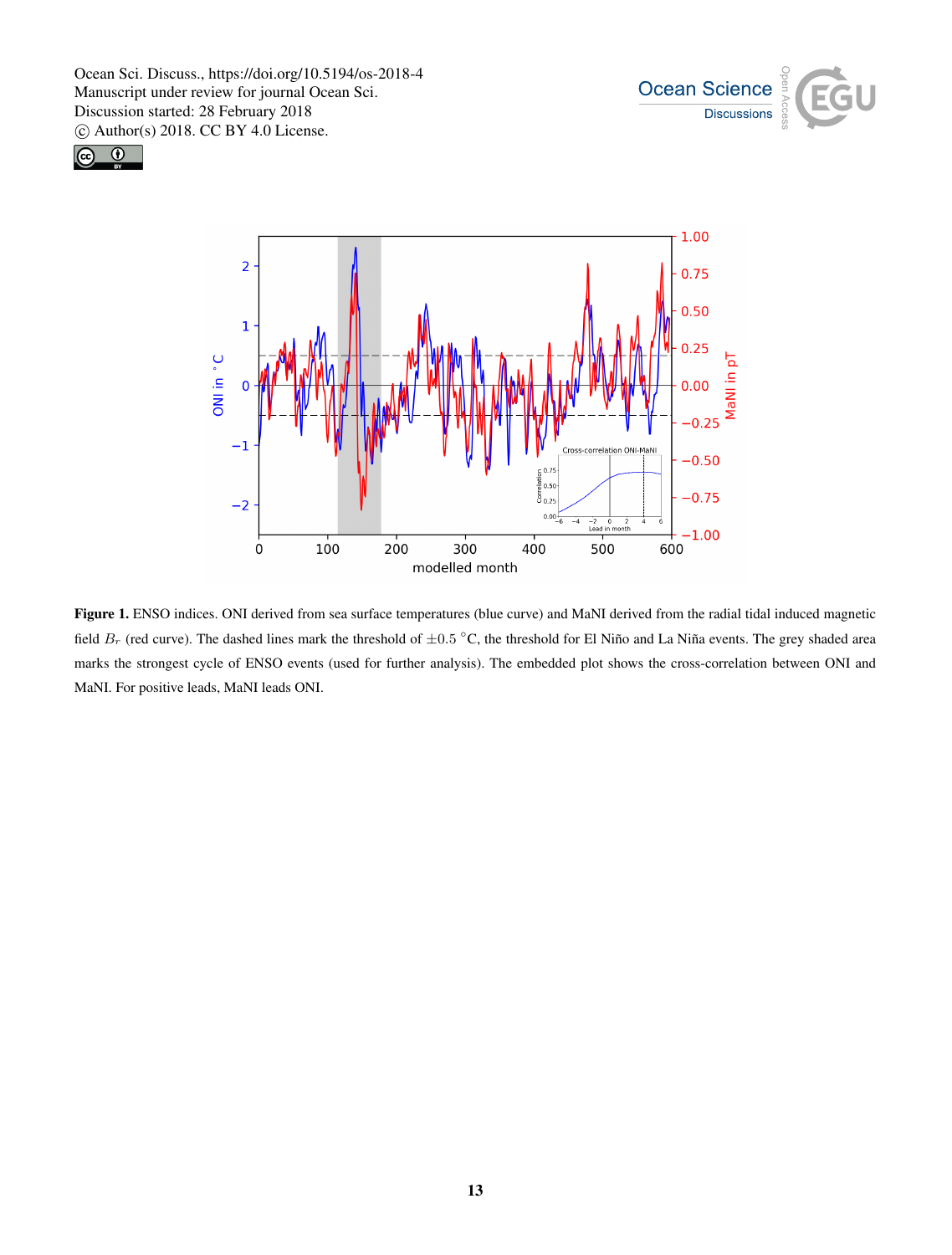**Figure 1.** ENSO indices. ONI derived from sea surface temperatures (blue curve) and MaNI derived from the radial tidal induced magnetic field $B_r$ (red curve). The dashed lines mark the threshold of $\pm 0.5\ ^{\circ}$C, the threshold for El Niño and La Niña events. The grey shaded area marks the strongest cycle of ENSO events (used for further analysis). The embedded plot shows the cross-correlation between ONI and MaNI. For positive leads, MaNI leads ONI.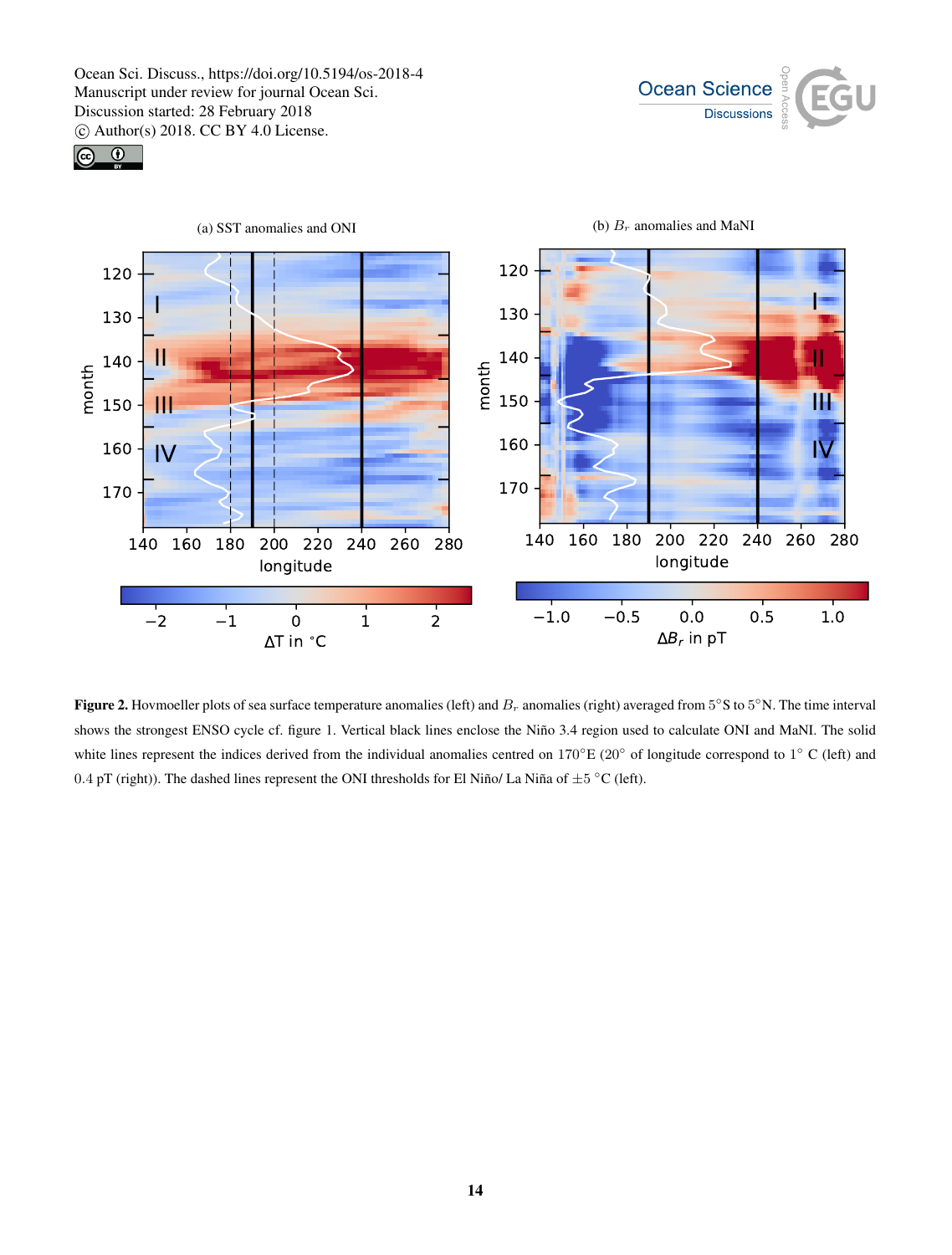(a) SST anomalies and ONI

(b) $B_r$ anomalies and MaNI

**Figure 2.** Hovmoeller plots of sea surface temperature anomalies (left) and $B_r$ anomalies (right) averaged from 5°S to 5°N. The time interval shows the strongest ENSO cycle cf. figure 1. Vertical black lines enclose the Niño 3.4 region used to calculate ONI and MaNI. The solid white lines represent the indices derived from the individual anomalies centred on 170°E (20° of longitude correspond to 1° C (left) and 0.4 pT (right)). The dashed lines represent the ONI thresholds for El Niño/ La Niña of ±5 °C (left).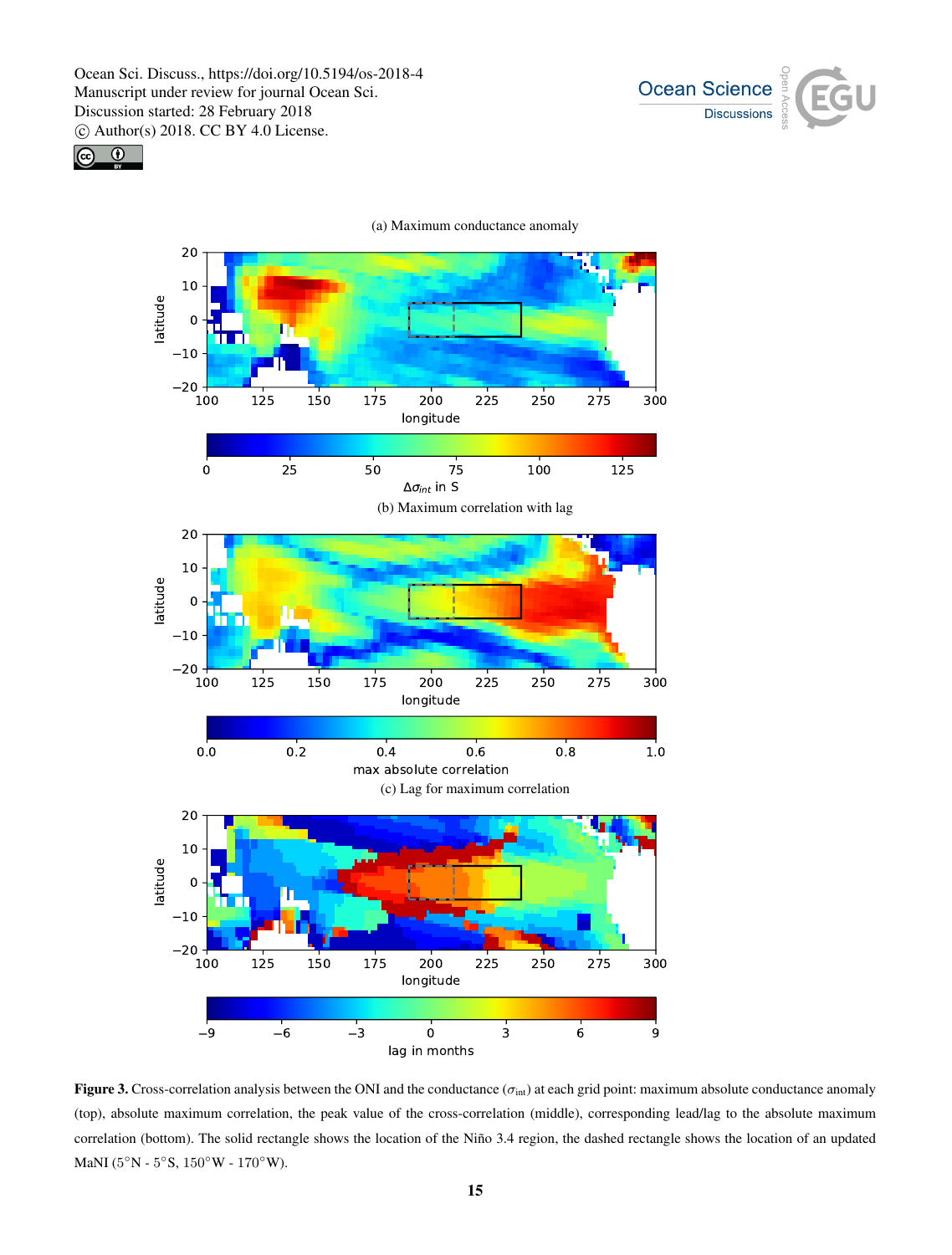**Figure 3.** Cross-correlation analysis between the ONI and the conductance ($\sigma_{\text{int}}$) at each grid point: maximum absolute conductance anomaly (top), absolute maximum correlation, the peak value of the cross-correlation (middle), corresponding lead/lag to the absolute maximum correlation (bottom). The solid rectangle shows the location of the Niño 3.4 region, the dashed rectangle shows the location of an updated MaNI (5°N - 5°S, 150°W - 170°W).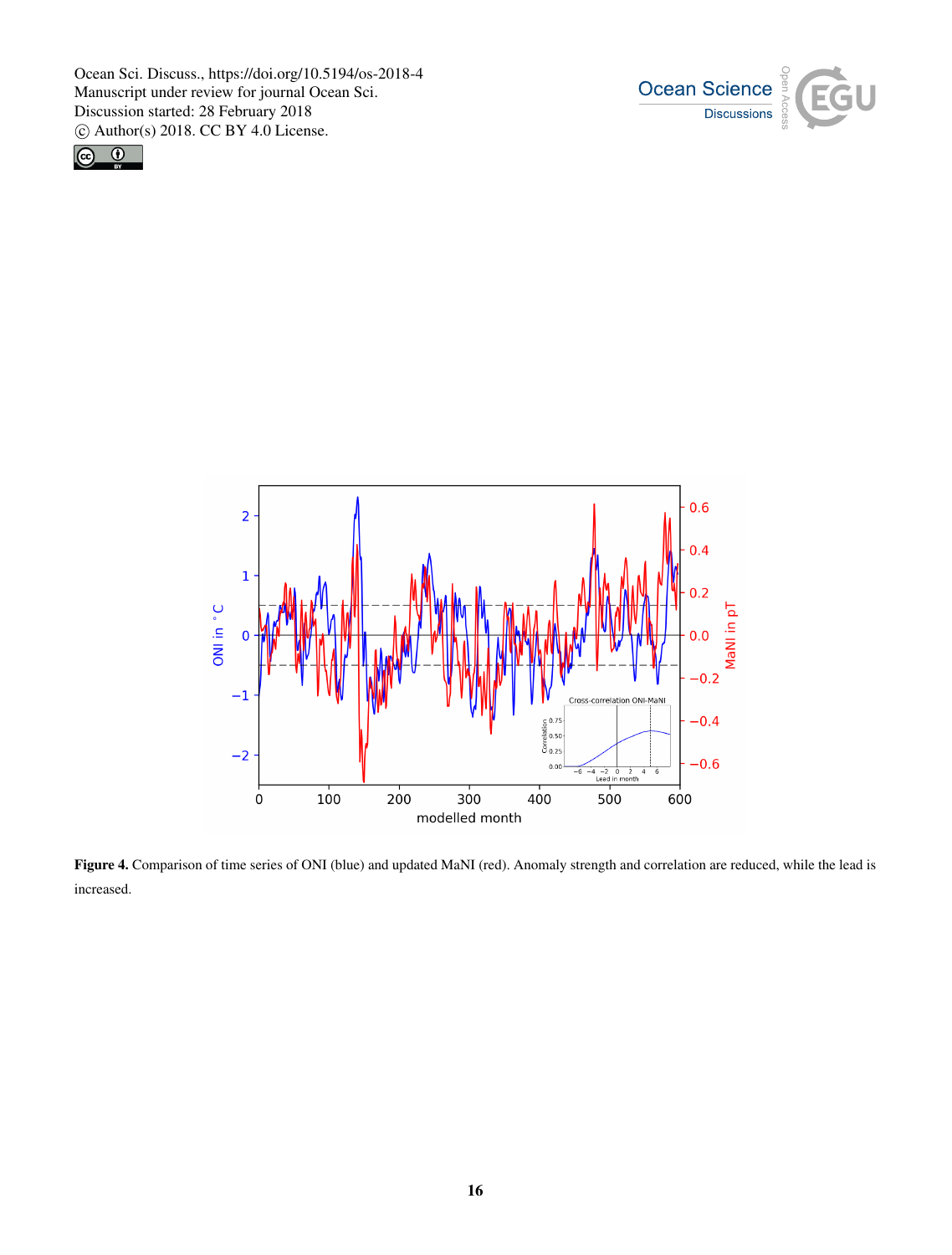ONI in °C

MaNI in pT

modelled month

2
1
0
−1
−2

0.6
0.4
0.2
0.0
−0.2
−0.4
−0.6

0
100
200
300
400
500
600

Cross-correlation ONI-MaNI

Correlation

0.75
0.50
0.25
0.00

−6 −4 −2 0 2 4 6

Lead in month

**Figure 4.** Comparison of time series of ONI (blue) and updated MaNI (red). Anomaly strength and correlation are reduced, while the lead is increased.